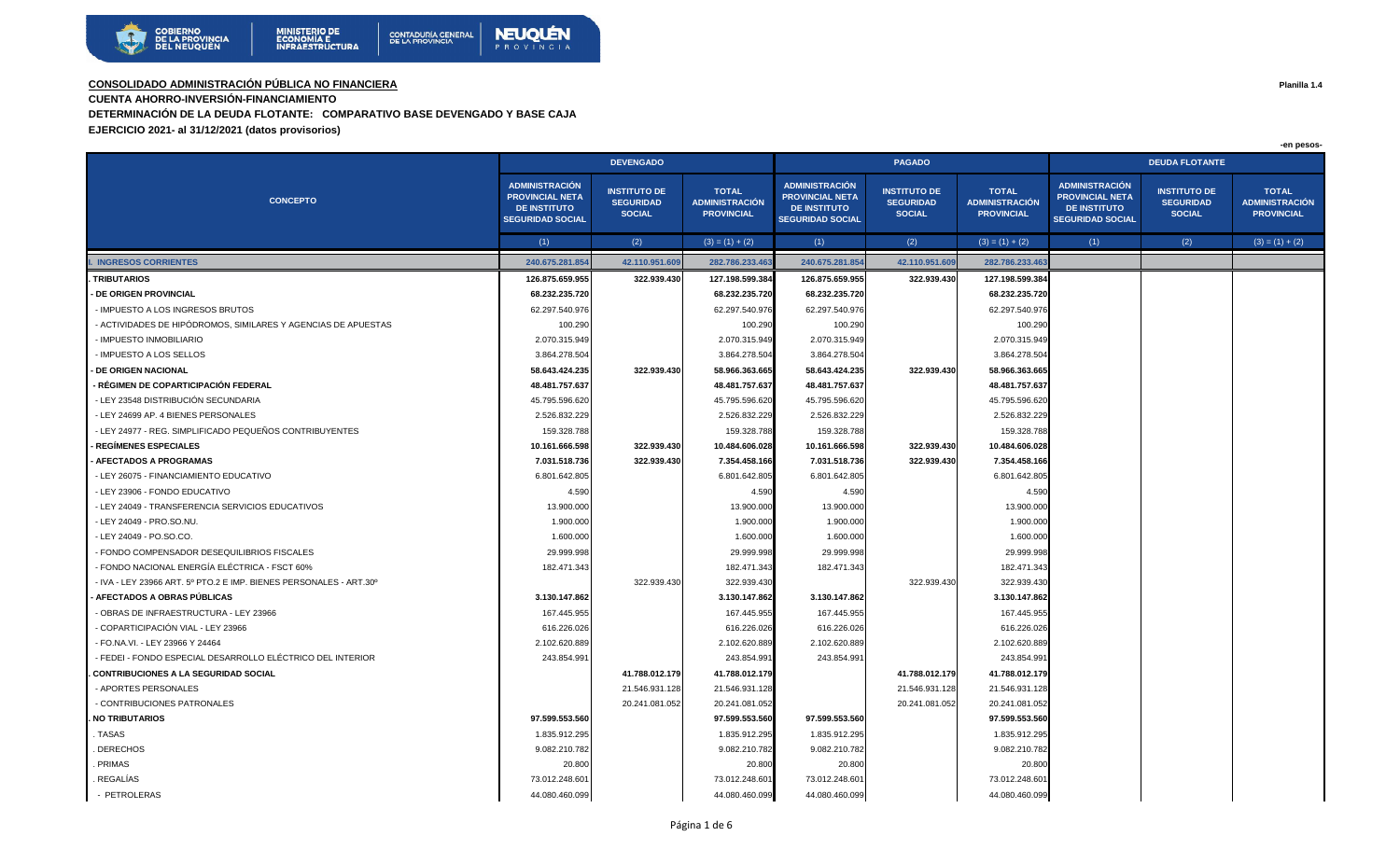**CONSOLIDADO ADMINISTRACIÓN PÚBLICA NO FINANCIERA**

Planilla 1.4

**CUENTA AHORRO-INVERSIÓN-FINANCIAMIENTO**

**DETERMINACIÓN DE LA DEUDA FLOTANTE: COMPARATIVO BASE DEVENGADO Y BASE CAJA**

**EJERCICIO 2021- al 31/12/2021 (datos provisorios)**

-en pesos-

| CONCEPTO | DEVENGADO | | | PAGADO | | | DEUDA FLOTANTE | | |
|---|---|---|---|---|---|---|---|---|---|
| | ADMINISTRACIÓN PROVINCIAL NETA DE INSTITUTO SEGURIDAD SOCIAL | INSTITUTO DE SEGURIDAD SOCIAL | TOTAL ADMINISTRACIÓN PROVINCIAL | ADMINISTRACIÓN PROVINCIAL NETA DE INSTITUTO SEGURIDAD SOCIAL | INSTITUTO DE SEGURIDAD SOCIAL | TOTAL ADMINISTRACIÓN PROVINCIAL | ADMINISTRACIÓN PROVINCIAL NETA DE INSTITUTO SEGURIDAD SOCIAL | INSTITUTO DE SEGURIDAD SOCIAL | TOTAL ADMINISTRACIÓN PROVINCIAL |
| | (1) | (2) | (3) = (1) + (2) | (1) | (2) | (3) = (1) + (2) | (1) | (2) | (3) = (1) + (2) |
| **I. INGRESOS CORRIENTES** | **240.675.281.854** | **42.110.951.609** | **282.786.233.463** | **240.675.281.854** | **42.110.951.609** | **282.786.233.463** | | | |
| **. TRIBUTARIOS** | **126.875.659.955** | **322.939.430** | **127.198.599.384** | **126.875.659.955** | **322.939.430** | **127.198.599.384** | | | |
| **- DE ORIGEN PROVINCIAL** | **68.232.235.720** | | **68.232.235.720** | **68.232.235.720** | | **68.232.235.720** | | | |
| - IMPUESTO A LOS INGRESOS BRUTOS | 62.297.540.976 | | 62.297.540.976 | 62.297.540.976 | | 62.297.540.976 | | | |
| - ACTIVIDADES DE HIPÓDROMOS, SIMILARES Y AGENCIAS DE APUESTAS | 100.290 | | 100.290 | 100.290 | | 100.290 | | | |
| - IMPUESTO INMOBILIARIO | 2.070.315.949 | | 2.070.315.949 | 2.070.315.949 | | 2.070.315.949 | | | |
| - IMPUESTO A LOS SELLOS | 3.864.278.504 | | 3.864.278.504 | 3.864.278.504 | | 3.864.278.504 | | | |
| **- DE ORIGEN NACIONAL** | **58.643.424.235** | **322.939.430** | **58.966.363.665** | **58.643.424.235** | **322.939.430** | **58.966.363.665** | | | |
| **- RÉGIMEN DE COPARTICIPACIÓN FEDERAL** | **48.481.757.637** | | **48.481.757.637** | **48.481.757.637** | | **48.481.757.637** | | | |
| - LEY 23548 DISTRIBUCIÓN SECUNDARIA | 45.795.596.620 | | 45.795.596.620 | 45.795.596.620 | | 45.795.596.620 | | | |
| - LEY 24699 AP. 4 BIENES PERSONALES | 2.526.832.229 | | 2.526.832.229 | 2.526.832.229 | | 2.526.832.229 | | | |
| - LEY 24977 - REG. SIMPLIFICADO PEQUEÑOS CONTRIBUYENTES | 159.328.788 | | 159.328.788 | 159.328.788 | | 159.328.788 | | | |
| **- REGÍMENES ESPECIALES** | **10.161.666.598** | **322.939.430** | **10.484.606.028** | **10.161.666.598** | **322.939.430** | **10.484.606.028** | | | |
| **- AFECTADOS A PROGRAMAS** | **7.031.518.736** | **322.939.430** | **7.354.458.166** | **7.031.518.736** | **322.939.430** | **7.354.458.166** | | | |
| - LEY 26075 - FINANCIAMIENTO EDUCATIVO | 6.801.642.805 | | 6.801.642.805 | 6.801.642.805 | | 6.801.642.805 | | | |
| - LEY 23906 - FONDO EDUCATIVO | 4.590 | | 4.590 | 4.590 | | 4.590 | | | |
| - LEY 24049 - TRANSFERENCIA SERVICIOS EDUCATIVOS | 13.900.000 | | 13.900.000 | 13.900.000 | | 13.900.000 | | | |
| - LEY 24049 - PRO.SO.NU. | 1.900.000 | | 1.900.000 | 1.900.000 | | 1.900.000 | | | |
| - LEY 24049 - PO.SO.CO. | 1.600.000 | | 1.600.000 | 1.600.000 | | 1.600.000 | | | |
| - FONDO COMPENSADOR DESEQUILIBRIOS FISCALES | 29.999.998 | | 29.999.998 | 29.999.998 | | 29.999.998 | | | |
| - FONDO NACIONAL ENERGÍA ELÉCTRICA - FSCT 60% | 182.471.343 | | 182.471.343 | 182.471.343 | | 182.471.343 | | | |
| - IVA - LEY 23966 ART. 5º PTO.2 E IMP. BIENES PERSONALES - ART.30º | | 322.939.430 | 322.939.430 | | 322.939.430 | 322.939.430 | | | |
| **- AFECTADOS A OBRAS PÚBLICAS** | **3.130.147.862** | | **3.130.147.862** | **3.130.147.862** | | **3.130.147.862** | | | |
| - OBRAS DE INFRAESTRUCTURA - LEY 23966 | 167.445.955 | | 167.445.955 | 167.445.955 | | 167.445.955 | | | |
| - COPARTICIPACIÓN VIAL - LEY 23966 | 616.226.026 | | 616.226.026 | 616.226.026 | | 616.226.026 | | | |
| - FO.NA.VI. - LEY 23966 Y 24464 | 2.102.620.889 | | 2.102.620.889 | 2.102.620.889 | | 2.102.620.889 | | | |
| - FEDEI - FONDO ESPECIAL DESARROLLO ELÉCTRICO DEL INTERIOR | 243.854.991 | | 243.854.991 | 243.854.991 | | 243.854.991 | | | |
| **. CONTRIBUCIONES A LA SEGURIDAD SOCIAL** | | **41.788.012.179** | **41.788.012.179** | | **41.788.012.179** | **41.788.012.179** | | | |
| - APORTES PERSONALES | | 21.546.931.128 | 21.546.931.128 | | 21.546.931.128 | 21.546.931.128 | | | |
| - CONTRIBUCIONES PATRONALES | | 20.241.081.052 | 20.241.081.052 | | 20.241.081.052 | 20.241.081.052 | | | |
| **. NO TRIBUTARIOS** | **97.599.553.560** | | **97.599.553.560** | **97.599.553.560** | | **97.599.553.560** | | | |
| . TASAS | 1.835.912.295 | | 1.835.912.295 | 1.835.912.295 | | 1.835.912.295 | | | |
| . DERECHOS | 9.082.210.782 | | 9.082.210.782 | 9.082.210.782 | | 9.082.210.782 | | | |
| . PRIMAS | 20.800 | | 20.800 | 20.800 | | 20.800 | | | |
| . REGALÍAS | 73.012.248.601 | | 73.012.248.601 | 73.012.248.601 | | 73.012.248.601 | | | |
| - PETROLERAS | 44.080.460.099 | | 44.080.460.099 | 44.080.460.099 | | 44.080.460.099 | | | |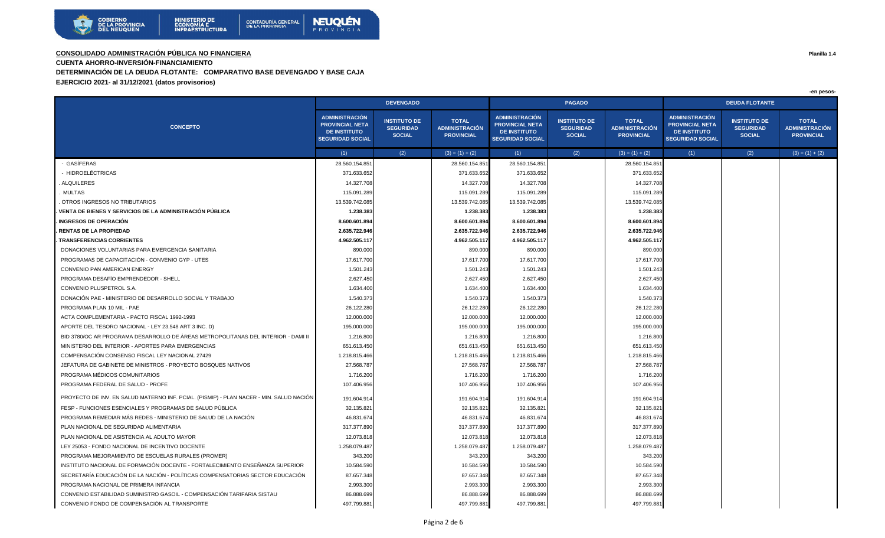**CONSOLIDADO ADMINISTRACIÓN PÚBLICA NO FINANCIERA**

**Planilla 1.4**

**CUENTA AHORRO-INVERSIÓN-FINANCIAMIENTO**

**DETERMINACIÓN DE LA DEUDA FLOTANTE: COMPARATIVO BASE DEVENGADO Y BASE CAJA**

**EJERCICIO 2021- al 31/12/2021 (datos provisorios)**

-en pesos-

| CONCEPTO | DEVENGADO | | | PAGADO | | | DEUDA FLOTANTE | | |
|---|---|---|---|---|---|---|---|---|---|
| | ADMINISTRACIÓN PROVINCIAL NETA DE INSTITUTO SEGURIDAD SOCIAL | INSTITUTO DE SEGURIDAD SOCIAL | TOTAL ADMINISTRACIÓN PROVINCIAL | ADMINISTRACIÓN PROVINCIAL NETA DE INSTITUTO SEGURIDAD SOCIAL | INSTITUTO DE SEGURIDAD SOCIAL | TOTAL ADMINISTRACIÓN PROVINCIAL | ADMINISTRACIÓN PROVINCIAL NETA DE INSTITUTO SEGURIDAD SOCIAL | INSTITUTO DE SEGURIDAD SOCIAL | TOTAL ADMINISTRACIÓN PROVINCIAL |
| | (1) | (2) | (3) = (1) + (2) | (1) | (2) | (3) = (1) + (2) | (1) | (2) | (3) = (1) + (2) |
| - GASÍFERAS | 28.560.154.851 | | 28.560.154.851 | 28.560.154.851 | | 28.560.154.851 | | | |
| - HIDROELÉCTRICAS | 371.633.652 | | 371.633.652 | 371.633.652 | | 371.633.652 | | | |
| . ALQUILERES | 14.327.708 | | 14.327.708 | 14.327.708 | | 14.327.708 | | | |
| . MULTAS | 115.091.289 | | 115.091.289 | 115.091.289 | | 115.091.289 | | | |
| . OTROS INGRESOS NO TRIBUTARIOS | 13.539.742.085 | | 13.539.742.085 | 13.539.742.085 | | 13.539.742.085 | | | |
| **. VENTA DE BIENES Y SERVICIOS DE LA ADMINISTRACIÓN PÚBLICA** | **1.238.383** | | **1.238.383** | **1.238.383** | | **1.238.383** | | | |
| **. INGRESOS DE OPERACIÓN** | **8.600.601.894** | | **8.600.601.894** | **8.600.601.894** | | **8.600.601.894** | | | |
| **. RENTAS DE LA PROPIEDAD** | **2.635.722.946** | | **2.635.722.946** | **2.635.722.946** | | **2.635.722.946** | | | |
| **. TRANSFERENCIAS CORRIENTES** | **4.962.505.117** | | **4.962.505.117** | **4.962.505.117** | | **4.962.505.117** | | | |
| DONACIONES VOLUNTARIAS PARA EMERGENCIA SANITARIA | 890.000 | | 890.000 | 890.000 | | 890.000 | | | |
| PROGRAMAS DE CAPACITACIÓN - CONVENIO GYP - UTES | 17.617.700 | | 17.617.700 | 17.617.700 | | 17.617.700 | | | |
| CONVENIO PAN AMERICAN ENERGY | 1.501.243 | | 1.501.243 | 1.501.243 | | 1.501.243 | | | |
| PROGRAMA DESAFÍO EMPRENDEDOR - SHELL | 2.627.450 | | 2.627.450 | 2.627.450 | | 2.627.450 | | | |
| CONVENIO PLUSPETROL S.A. | 1.634.400 | | 1.634.400 | 1.634.400 | | 1.634.400 | | | |
| DONACIÓN PAE - MINISTERIO DE DESARROLLO SOCIAL Y TRABAJO | 1.540.373 | | 1.540.373 | 1.540.373 | | 1.540.373 | | | |
| PROGRAMA PLAN 10 MIL - PAE | 26.122.280 | | 26.122.280 | 26.122.280 | | 26.122.280 | | | |
| ACTA COMPLEMENTARIA - PACTO FISCAL 1992-1993 | 12.000.000 | | 12.000.000 | 12.000.000 | | 12.000.000 | | | |
| APORTE DEL TESORO NACIONAL - LEY 23.548 ART 3 INC. D) | 195.000.000 | | 195.000.000 | 195.000.000 | | 195.000.000 | | | |
| BID 3780/OC AR PROGRAMA DESARROLLO DE ÁREAS METROPOLITANAS DEL INTERIOR - DAMI II | 1.216.800 | | 1.216.800 | 1.216.800 | | 1.216.800 | | | |
| MINISTERIO DEL INTERIOR - APORTES PARA EMERGENCIAS | 651.613.450 | | 651.613.450 | 651.613.450 | | 651.613.450 | | | |
| COMPENSACIÓN CONSENSO FISCAL LEY NACIONAL 27429 | 1.218.815.466 | | 1.218.815.466 | 1.218.815.466 | | 1.218.815.466 | | | |
| JEFATURA DE GABINETE DE MINISTROS - PROYECTO BOSQUES NATIVOS | 27.568.787 | | 27.568.787 | 27.568.787 | | 27.568.787 | | | |
| PROGRAMA MÉDICOS COMUNITARIOS | 1.716.200 | | 1.716.200 | 1.716.200 | | 1.716.200 | | | |
| PROGRAMA FEDERAL DE SALUD - PROFE | 107.406.956 | | 107.406.956 | 107.406.956 | | 107.406.956 | | | |
| PROYECTO DE INV. EN SALUD MATERNO INF. PCIAL. (PISMIP) - PLAN NACER - MIN. SALUD NACIÓN | 191.604.914 | | 191.604.914 | 191.604.914 | | 191.604.914 | | | |
| FESP - FUNCIONES ESENCIALES Y PROGRAMAS DE SALUD PÚBLICA | 32.135.821 | | 32.135.821 | 32.135.821 | | 32.135.821 | | | |
| PROGRAMA REMEDIAR MÁS REDES - MINISTERIO DE SALUD DE LA NACIÓN | 46.831.674 | | 46.831.674 | 46.831.674 | | 46.831.674 | | | |
| PLAN NACIONAL DE SEGURIDAD ALIMENTARIA | 317.377.890 | | 317.377.890 | 317.377.890 | | 317.377.890 | | | |
| PLAN NACIONAL DE ASISTENCIA AL ADULTO MAYOR | 12.073.818 | | 12.073.818 | 12.073.818 | | 12.073.818 | | | |
| LEY 25053 - FONDO NACIONAL DE INCENTIVO DOCENTE | 1.258.079.487 | | 1.258.079.487 | 1.258.079.487 | | 1.258.079.487 | | | |
| PROGRAMA MEJORAMIENTO DE ESCUELAS RURALES (PROMER) | 343.200 | | 343.200 | 343.200 | | 343.200 | | | |
| INSTITUTO NACIONAL DE FORMACIÓN DOCENTE - FORTALECIMIENTO ENSEÑANZA SUPERIOR | 10.584.590 | | 10.584.590 | 10.584.590 | | 10.584.590 | | | |
| SECRETARÍA EDUCACIÓN DE LA NACIÓN - POLÍTICAS COMPENSATORIAS SECTOR EDUCACIÓN | 87.657.348 | | 87.657.348 | 87.657.348 | | 87.657.348 | | | |
| PROGRAMA NACIONAL DE PRIMERA INFANCIA | 2.993.300 | | 2.993.300 | 2.993.300 | | 2.993.300 | | | |
| CONVENIO ESTABILIDAD SUMINISTRO GASOIL - COMPENSACIÓN TARIFARIA SISTAU | 86.888.699 | | 86.888.699 | 86.888.699 | | 86.888.699 | | | |
| CONVENIO FONDO DE COMPENSACIÓN AL TRANSPORTE | 497.799.881 | | 497.799.881 | 497.799.881 | | 497.799.881 | | | |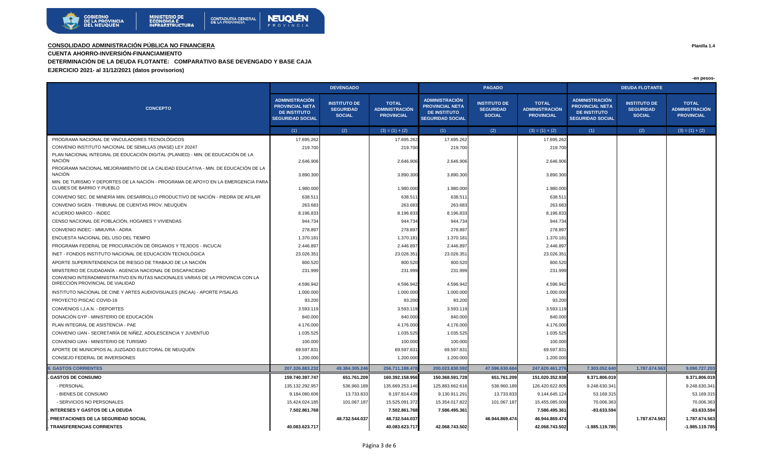**CONSOLIDADO ADMINISTRACIÓN PÚBLICA NO FINANCIERA**

**CUENTA AHORRO-INVERSIÓN-FINANCIAMIENTO**

**DETERMINACIÓN DE LA DEUDA FLOTANTE: COMPARATIVO BASE DEVENGADO Y BASE CAJA**

**EJERCICIO 2021- al 31/12/2021 (datos provisorios)**

**Planilla 1.4**

-en pesos-

| CONCEPTO | DEVENGADO | | | PAGADO | | | DEUDA FLOTANTE | | |
|---|---|---|---|---|---|---|---|---|---|
| | ADMINISTRACIÓN PROVINCIAL NETA DE INSTITUTO SEGURIDAD SOCIAL | INSTITUTO DE SEGURIDAD SOCIAL | TOTAL ADMINISTRACIÓN PROVINCIAL | ADMINISTRACIÓN PROVINCIAL NETA DE INSTITUTO SEGURIDAD SOCIAL | INSTITUTO DE SEGURIDAD SOCIAL | TOTAL ADMINISTRACIÓN PROVINCIAL | ADMINISTRACIÓN PROVINCIAL NETA DE INSTITUTO SEGURIDAD SOCIAL | INSTITUTO DE SEGURIDAD SOCIAL | TOTAL ADMINISTRACIÓN PROVINCIAL |
| | (1) | (2) | (3) = (1) + (2) | (1) | (2) | (3) = (1) + (2) | (1) | (2) | (3) = (1) + (2) |
| PROGRAMA NACIONAL DE VINCULADORES TECNOLÓGICOS | 17.695.262 | | 17.695.262 | 17.695.262 | | 17.695.262 | | | |
| CONVENIO INSTITUTO NACIONAL DE SEMILLAS (INASE) LEY 20247 | 219.700 | | 219.700 | 219.700 | | 219.700 | | | |
| PLAN NACIONAL INTEGRAL DE EDUCACIÓN DIGITAL (PLANIED) - MIN. DE EDUCACIÓN DE LA NACIÓN | 2.646.906 | | 2.646.906 | 2.646.906 | | 2.646.906 | | | |
| PROGRAMA NACIONAL MEJORAMIENTO DE LA CALIDAD EDUCATIVA - MIN. DE EDUCACIÓN DE LA NACIÓN | 3.890.300 | | 3.890.300 | 3.890.300 | | 3.890.300 | | | |
| MIN. DE TURISMO Y DEPORTES DE LA NACIÓN - PROGRAMA DE APOYO EN LA EMERGENCIA PARA CLUBES DE BARRIO Y PUEBLO | 1.980.000 | | 1.980.000 | 1.980.000 | | 1.980.000 | | | |
| CONVENIO SEC. DE MINERÍA MIN. DESARROLLO PRODUCTIVO DE NACIÓN - PIEDRA DE AFILAR | 638.511 | | 638.511 | 638.511 | | 638.511 | | | |
| CONVENIO SIGEN - TRIBUNAL DE CUENTAS PROV. NEUQUÉN | 263.683 | | 263.683 | 263.683 | | 263.683 | | | |
| ACUERDO MARCO - INDEC | 8.196.833 | | 8.196.833 | 8.196.833 | | 8.196.833 | | | |
| CENSO NACIONAL DE POBLACIÓN, HOGARES Y VIVIENDAS | 944.734 | | 944.734 | 944.734 | | 944.734 | | | |
| CONVENIO INDEC - MMUVRA - ADRA | 278.897 | | 278.897 | 278.897 | | 278.897 | | | |
| ENCUESTA NACIONAL DEL USO DEL TIEMPO | 1.370.181 | | 1.370.181 | 1.370.181 | | 1.370.181 | | | |
| PROGRAMA FEDERAL DE PROCURACIÓN DE ÓRGANOS Y TEJIDOS - INCUCAI | 2.446.897 | | 2.446.897 | 2.446.897 | | 2.446.897 | | | |
| INET - FONDOS INSTITUTO NACIONAL DE EDUCACIÓN TECNOLÓGICA | 23.026.351 | | 23.026.351 | 23.026.351 | | 23.026.351 | | | |
| APORTE SUPERINTENDENCIA DE RIESGO DE TRABAJO DE LA NACIÓN | 800.520 | | 800.520 | 800.520 | | 800.520 | | | |
| MINISTERIO DE CIUDADANÍA - AGENCIA NACIONAL DE DISCAPACIDAD | 231.999 | | 231.999 | 231.999 | | 231.999 | | | |
| CONVENIO INTERADMINISTRATIVO EN RUTAS NACIONALES VARIAS DE LA PROVINCIA CON LA DIRECCIÓN PROVINCIAL DE VIALIDAD | 4.596.942 | | 4.596.942 | 4.596.942 | | 4.596.942 | | | |
| INSTITUTO NACIONAL DE CINE Y ARTES AUDIOVISUALES (INCAA) - APORTE P/SALAS | 1.000.000 | | 1.000.000 | 1.000.000 | | 1.000.000 | | | |
| PROYECTO PISCAC COVID-19 | 93.200 | | 93.200 | 93.200 | | 93.200 | | | |
| CONVENIOS I.J.A.N. - DEPORTES | 3.593.119 | | 3.593.119 | 3.593.119 | | 3.593.119 | | | |
| DONACIÓN GYP - MINISTERIO DE EDUCACIÓN | 840.000 | | 840.000 | 840.000 | | 840.000 | | | |
| PLAN INTEGRAL DE ASISTENCIA - PAE | 4.176.000 | | 4.176.000 | 4.176.000 | | 4.176.000 | | | |
| CONVENIO IJAN - SECRETARÍA DE NIÑEZ, ADOLESCENCIA Y JUVENTUD | 1.035.525 | | 1.035.525 | 1.035.525 | | 1.035.525 | | | |
| CONVENIO IJAN - MINISTERIO DE TURISMO | 100.000 | | 100.000 | 100.000 | | 100.000 | | | |
| APORTE DE MUNICIPIOS AL JUZGADO ELECTORAL DE NEUQUÉN | 69.597.831 | | 69.597.831 | 69.597.831 | | 69.597.831 | | | |
| CONSEJO FEDERAL DE INVERSIONES | 1.200.000 | | 1.200.000 | 1.200.000 | | 1.200.000 | | | |
| **II. GASTOS CORRIENTES** | **207.326.883.232** | **49.384.305.246** | **256.711.188.478** | **200.023.830.592** | **47.596.630.684** | **247.620.461.276** | **7.303.052.640** | **1.787.674.563** | **9.090.727.203** |
| **. GASTOS DE CONSUMO** | **159.740.397.747** | **651.761.209** | **160.392.158.956** | **150.368.591.728** | **651.761.209** | **151.020.352.938** | **9.371.806.019** | | **9.371.806.019** |
| - PERSONAL | 135.132.292.957 | 536.960.189 | 135.669.253.146 | 125.883.662.616 | 536.960.189 | 126.420.622.805 | 9.248.630.341 | | 9.248.630.341 |
| - BIENES DE CONSUMO | 9.184.080.606 | 13.733.833 | 9.197.814.439 | 9.130.911.291 | 13.733.833 | 9.144.645.124 | 53.169.315 | | 53.169.315 |
| - SERVICIOS NO PERSONALES | 15.424.024.185 | 101.067.187 | 15.525.091.372 | 15.354.017.822 | 101.067.187 | 15.455.085.009 | 70.006.363 | | 70.006.363 |
| **. INTERESES Y GASTOS DE LA DEUDA** | **7.502.861.768** | | **7.502.861.768** | **7.586.495.361** | | **7.586.495.361** | **-83.633.594** | | **-83.633.594** |
| **. PRESTACIONES DE LA SEGURIDAD SOCIAL** | | **48.732.544.037** | **48.732.544.037** | | **46.944.869.474** | **46.944.869.474** | | **1.787.674.563** | **1.787.674.563** |
| **. TRANSFERENCIAS CORRIENTES** | **40.083.623.717** | | **40.083.623.717** | **42.068.743.502** | | **42.068.743.502** | **-1.985.119.785** | | **-1.985.119.785** |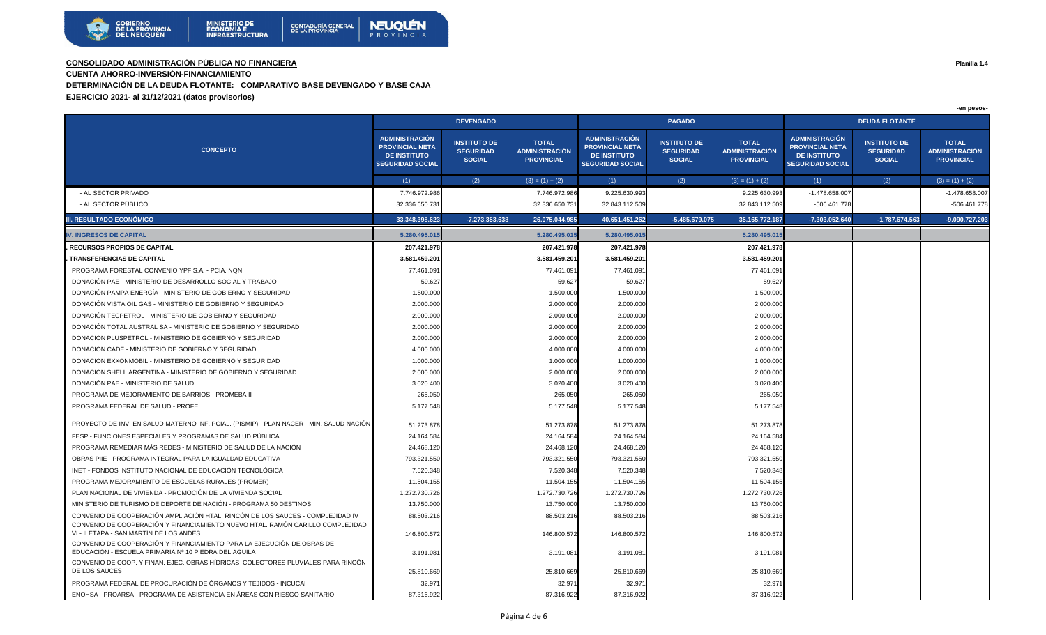**CONSOLIDADO ADMINISTRACIÓN PÚBLICA NO FINANCIERA**

Planilla 1.4

**CUENTA AHORRO-INVERSIÓN-FINANCIAMIENTO**

**DETERMINACIÓN DE LA DEUDA FLOTANTE: COMPARATIVO BASE DEVENGADO Y BASE CAJA**

**EJERCICIO 2021- al 31/12/2021 (datos provisorios)**

-en pesos-

| CONCEPTO | DEVENGADO | | | PAGADO | | | DEUDA FLOTANTE | | |
|---|---|---|---|---|---|---|---|---|---|
| | ADMINISTRACIÓN PROVINCIAL NETA DE INSTITUTO SEGURIDAD SOCIAL | INSTITUTO DE SEGURIDAD SOCIAL | TOTAL ADMINISTRACIÓN PROVINCIAL | ADMINISTRACIÓN PROVINCIAL NETA DE INSTITUTO SEGURIDAD SOCIAL | INSTITUTO DE SEGURIDAD SOCIAL | TOTAL ADMINISTRACIÓN PROVINCIAL | ADMINISTRACIÓN PROVINCIAL NETA DE INSTITUTO SEGURIDAD SOCIAL | INSTITUTO DE SEGURIDAD SOCIAL | TOTAL ADMINISTRACIÓN PROVINCIAL |
| | (1) | (2) | (3) = (1) + (2) | (1) | (2) | (3) = (1) + (2) | (1) | (2) | (3) = (1) + (2) |
| - AL SECTOR PRIVADO | 7.746.972.986 | | 7.746.972.986 | 9.225.630.993 | | 9.225.630.993 | -1.478.658.007 | | -1.478.658.007 |
| - AL SECTOR PÚBLICO | 32.336.650.731 | | 32.336.650.731 | 32.843.112.509 | | 32.843.112.509 | -506.461.778 | | -506.461.778 |
| **III. RESULTADO ECONÓMICO** | **33.348.398.623** | **-7.273.353.638** | **26.075.044.985** | **40.651.451.262** | **-5.485.679.075** | **35.165.772.187** | **-7.303.052.640** | **-1.787.674.563** | **-9.090.727.203** |
| **IV. INGRESOS DE CAPITAL** | **5.280.495.015** | | **5.280.495.015** | **5.280.495.015** | | **5.280.495.015** | | | |
| **. RECURSOS PROPIOS DE CAPITAL** | **207.421.978** | | **207.421.978** | **207.421.978** | | **207.421.978** | | | |
| **. TRANSFERENCIAS DE CAPITAL** | **3.581.459.201** | | **3.581.459.201** | **3.581.459.201** | | **3.581.459.201** | | | |
| PROGRAMA FORESTAL CONVENIO YPF S.A. - PCIA. NQN. | 77.461.091 | | 77.461.091 | 77.461.091 | | 77.461.091 | | | |
| DONACIÓN PAE - MINISTERIO DE DESARROLLO SOCIAL Y TRABAJO | 59.627 | | 59.627 | 59.627 | | 59.627 | | | |
| DONACIÓN PAMPA ENERGÍA - MINISTERIO DE GOBIERNO Y SEGURIDAD | 1.500.000 | | 1.500.000 | 1.500.000 | | 1.500.000 | | | |
| DONACIÓN VISTA OIL GAS - MINISTERIO DE GOBIERNO Y SEGURIDAD | 2.000.000 | | 2.000.000 | 2.000.000 | | 2.000.000 | | | |
| DONACIÓN TECPETROL - MINISTERIO DE GOBIERNO Y SEGURIDAD | 2.000.000 | | 2.000.000 | 2.000.000 | | 2.000.000 | | | |
| DONACIÓN TOTAL AUSTRAL SA - MINISTERIO DE GOBIERNO Y SEGURIDAD | 2.000.000 | | 2.000.000 | 2.000.000 | | 2.000.000 | | | |
| DONACIÓN PLUSPETROL - MINISTERIO DE GOBIERNO Y SEGURIDAD | 2.000.000 | | 2.000.000 | 2.000.000 | | 2.000.000 | | | |
| DONACIÓN CADE - MINISTERIO DE GOBIERNO Y SEGURIDAD | 4.000.000 | | 4.000.000 | 4.000.000 | | 4.000.000 | | | |
| DONACIÓN EXXONMOBIL - MINISTERIO DE GOBIERNO Y SEGURIDAD | 1.000.000 | | 1.000.000 | 1.000.000 | | 1.000.000 | | | |
| DONACIÓN SHELL ARGENTINA - MINISTERIO DE GOBIERNO Y SEGURIDAD | 2.000.000 | | 2.000.000 | 2.000.000 | | 2.000.000 | | | |
| DONACIÓN PAE - MINISTERIO DE SALUD | 3.020.400 | | 3.020.400 | 3.020.400 | | 3.020.400 | | | |
| PROGRAMA DE MEJORAMIENTO DE BARRIOS - PROMEBA II | 265.050 | | 265.050 | 265.050 | | 265.050 | | | |
| PROGRAMA FEDERAL DE SALUD - PROFE | 5.177.548 | | 5.177.548 | 5.177.548 | | 5.177.548 | | | |
| PROYECTO DE INV. EN SALUD MATERNO INF. PCIAL. (PISMIP) - PLAN NACER - MIN. SALUD NACIÓN | 51.273.878 | | 51.273.878 | 51.273.878 | | 51.273.878 | | | |
| FESP - FUNCIONES ESPECIALES Y PROGRAMAS DE SALUD PÚBLICA | 24.164.584 | | 24.164.584 | 24.164.584 | | 24.164.584 | | | |
| PROGRAMA REMEDIAR MÁS REDES - MINISTERIO DE SALUD DE LA NACIÓN | 24.468.120 | | 24.468.120 | 24.468.120 | | 24.468.120 | | | |
| OBRAS PIIE - PROGRAMA INTEGRAL PARA LA IGUALDAD EDUCATIVA | 793.321.550 | | 793.321.550 | 793.321.550 | | 793.321.550 | | | |
| INET - FONDOS INSTITUTO NACIONAL DE EDUCACIÓN TECNOLÓGICA | 7.520.348 | | 7.520.348 | 7.520.348 | | 7.520.348 | | | |
| PROGRAMA MEJORAMIENTO DE ESCUELAS RURALES (PROMER) | 11.504.155 | | 11.504.155 | 11.504.155 | | 11.504.155 | | | |
| PLAN NACIONAL DE VIVIENDA - PROMOCIÓN DE LA VIVIENDA SOCIAL | 1.272.730.726 | | 1.272.730.726 | 1.272.730.726 | | 1.272.730.726 | | | |
| MINISTERIO DE TURISMO DE DEPORTE DE NACIÓN - PROGRAMA 50 DESTINOS | 13.750.000 | | 13.750.000 | 13.750.000 | | 13.750.000 | | | |
| CONVENIO DE COOPERACIÓN AMPLIACIÓN HTAL. RINCÓN DE LOS SAUCES - COMPLEJIDAD IV | 88.503.216 | | 88.503.216 | 88.503.216 | | 88.503.216 | | | |
| CONVENIO DE COOPERACIÓN Y FINANCIAMIENTO NUEVO HTAL. RAMÓN CARILLO COMPLEJIDAD VI - II ETAPA - SAN MARTÍN DE LOS ANDES | 146.800.572 | | 146.800.572 | 146.800.572 | | 146.800.572 | | | |
| CONVENIO DE COOPERACIÓN Y FINANCIAMIENTO PARA LA EJECUCIÓN DE OBRAS DE EDUCACIÓN - ESCUELA PRIMARIA Nº 10 PIEDRA DEL AGUILA | 3.191.081 | | 3.191.081 | 3.191.081 | | 3.191.081 | | | |
| CONVENIO DE COOP. Y FINAN. EJEC. OBRAS HÍDRICAS COLECTORES PLUVIALES PARA RINCÓN DE LOS SAUCES | 25.810.669 | | 25.810.669 | 25.810.669 | | 25.810.669 | | | |
| PROGRAMA FEDERAL DE PROCURACIÓN DE ÓRGANOS Y TEJIDOS - INCUCAI | 32.971 | | 32.971 | 32.971 | | 32.971 | | | |
| ENOHSA - PROARSA - PROGRAMA DE ASISTENCIA EN ÁREAS CON RIESGO SANITARIO | 87.316.922 | | 87.316.922 | 87.316.922 | | 87.316.922 | | | |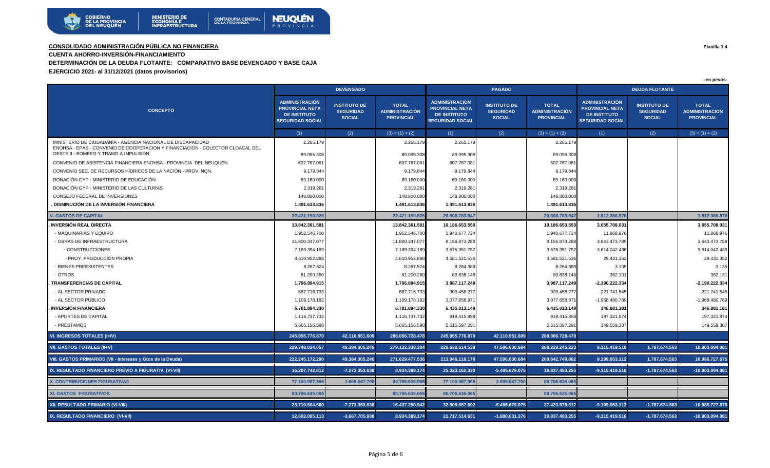**CONSOLIDADO ADMINISTRACIÓN PÚBLICA NO FINANCIERA**

**Planilla 1.4**

**CUENTA AHORRO-INVERSIÓN-FINANCIAMIENTO**

**DETERMINACIÓN DE LA DEUDA FLOTANTE: COMPARATIVO BASE DEVENGADO Y BASE CAJA**

**EJERCICIO 2021- al 31/12/2021 (datos provisorios)**

-en pesos-

| CONCEPTO | DEVENGADO | | | PAGADO | | | DEUDA FLOTANTE | | |
|---|---|---|---|---|---|---|---|---|---|
| | ADMINISTRACIÓN PROVINCIAL NETA DE INSTITUTO SEGURIDAD SOCIAL | INSTITUTO DE SEGURIDAD SOCIAL | TOTAL ADMINISTRACIÓN PROVINCIAL | ADMINISTRACIÓN PROVINCIAL NETA DE INSTITUTO SEGURIDAD SOCIAL | INSTITUTO DE SEGURIDAD SOCIAL | TOTAL ADMINISTRACIÓN PROVINCIAL | ADMINISTRACIÓN PROVINCIAL NETA DE INSTITUTO SEGURIDAD SOCIAL | INSTITUTO DE SEGURIDAD SOCIAL | TOTAL ADMINISTRACIÓN PROVINCIAL |
| | (1) | (2) | (3) = (1) + (2) | (1) | (2) | (3) = (1) + (2) | (1) | (2) | (3) = (1) + (2) |
| MINISTERIO DE CIUDADANÍA - AGENCIA NACIONAL DE DISCAPACIDAD | 2.265.179 | | 2.265.179 | 2.265.179 | | 2.265.179 | | | |
| ENOHSA - EPAS - CONVENIO DE COOPERACION Y FINANCIACION - COLECTOR CLOACAL DEL OESTE II - BOMBEO Y TRAMO A IMPULSIÓN | 89.095.308 | | 89.095.308 | 89.095.308 | | 89.095.308 | | | |
| CONVENIO DE ASISTENCIA FINANCIERA ENOHSA - PROVINCIA DEL NEUQUÉN | 607.767.081 | | 607.767.081 | 607.767.081 | | 607.767.081 | | | |
| CONVENIO SEC. DE RECURSOS HÍDRICOS DE LA NACIÓN - PROV. NQN. | 9.179.844 | | 9.179.844 | 9.179.844 | | 9.179.844 | | | |
| DONACIÓN GYP - MINISTERIO DE EDUCACIÓN | 69.160.000 | | 69.160.000 | 69.160.000 | | 69.160.000 | | | |
| DONACIÓN GYP - MINISTERIO DE LAS CULTURAS | 2.319.281 | | 2.319.281 | 2.319.281 | | 2.319.281 | | | |
| CONSEJO FEDERAL DE INVERSIONES | 148.800.000 | | 148.800.000 | 148.800.000 | | 148.800.000 | | | |
| **. DISMINUCIÓN DE LA INVERSIÓN FINANCIERA** | **1.491.613.836** | | **1.491.613.836** | **1.491.613.836** | | **1.491.613.836** | | | |
| **V. GASTOS DE CAPITAL** | **22.421.150.826** | | **22.421.150.826** | **20.608.783.947** | | **20.608.783.947** | **1.812.366.878** | | **1.812.366.878** |
| **. INVERSIÓN REAL DIRECTA** | **13.842.361.581** | | **13.842.361.581** | **10.186.653.550** | | **10.186.653.550** | **3.655.708.031** | | **3.655.708.031** |
| - MAQUINARIAS Y EQUIPO | 1.952.546.700 | | 1.952.546.700 | 1.940.677.724 | | 1.940.677.724 | 11.868.976 | | 11.868.976 |
| - OBRAS DE INFRAESTRUCTURA | 11.800.347.077 | | 11.800.347.077 | 8.156.873.288 | | 8.156.873.288 | 3.643.473.789 | | 3.643.473.789 |
| - CONSTRUCCIONES | 7.189.394.189 | | 7.189.394.189 | 3.575.351.752 | | 3.575.351.752 | 3.614.042.436 | | 3.614.042.436 |
| - PROY. PRODUCCIÓN PROPIA | 4.610.952.888 | | 4.610.952.888 | 4.581.521.536 | | 4.581.521.536 | 29.431.352 | | 29.431.352 |
| - BIENES PREEXISTENTES | 8.267.524 | | 8.267.524 | 8.264.389 | | 8.264.389 | 3.135 | | 3.135 |
| - OTROS | 81.200.280 | | 81.200.280 | 80.838.148 | | 80.838.148 | 362.131 | | 362.131 |
| **. TRANSFERENCIAS DE CAPITAL** | **1.796.894.915** | | **1.796.894.915** | **3.987.117.249** | | **3.987.117.249** | **-2.190.222.334** | | **-2.190.222.334** |
| - AL SECTOR PRIVADO | 687.716.733 | | 687.716.733 | 909.458.277 | | 909.458.277 | -221.741.545 | | -221.741.545 |
| - AL SECTOR PÚBLICO | 1.109.178.182 | | 1.109.178.182 | 3.077.658.971 | | 3.077.658.971 | -1.968.480.789 | | -1.968.480.789 |
| **. INVERSIÓN FINANCIERA** | **6.781.894.330** | | **6.781.894.330** | **6.435.013.149** | | **6.435.013.149** | **346.881.181** | | **346.881.181** |
| - APORTES DE CAPITAL | 1.116.737.732 | | 1.116.737.732 | 919.415.858 | | 919.415.858 | 197.321.874 | | 197.321.874 |
| - PRÉSTAMOS | 5.665.156.598 | | 5.665.156.598 | 5.515.597.291 | | 5.515.597.291 | 149.559.307 | | 149.559.307 |
| **VI. INGRESOS TOTALES (I+IV)** | **245.955.776.870** | **42.110.951.609** | **288.066.728.478** | **245.955.776.870** | **42.110.951.609** | **288.066.728.478** | | | |
| **VII. GASTOS TOTALES (II+V)** | **229.748.034.057** | **49.384.305.246** | **279.132.339.304** | **220.632.614.539** | **47.596.630.684** | **268.229.245.223** | **9.115.419.518** | **1.787.674.563** | **10.903.094.081** |
| **VIII. GASTOS PRIMARIOS (VII - Intereses y Gtos de la Deuda)** | **222.245.172.290** | **49.384.305.246** | **271.629.477.536** | **213.046.119.178** | **47.596.630.684** | **260.642.749.862** | **9.199.053.112** | **1.787.674.563** | **10.986.727.675** |
| **IX. RESULTADO FINANCIERO PREVIO A FIGURATIV. (VI-VII)** | **16.207.742.812** | **-7.273.353.638** | **8.934.389.174** | **25.323.162.330** | **-5.485.679.075** | **19.837.483.255** | **-9.115.419.518** | **-1.787.674.563** | **-10.903.094.081** |
| **X. CONTRIBUCIONES FIGURATIVAS** | **77.100.987.365** | **3.605.647.700** | **80.706.635.065** | **77.100.987.365** | **3.605.647.700** | **80.706.635.065** | | | |
| **XI. GASTOS FIGURATIVOS** | **80.706.635.065** | | **80.706.635.065** | **80.706.635.065** | | **80.706.635.065** | | | |
| **XII. RESULTADO PRIMARIO (VI-VIII)** | **23.710.604.580** | **-7.273.353.638** | **16.437.250.942** | **32.909.657.692** | **-5.485.679.075** | **27.423.978.617** | **-9.199.053.112** | **-1.787.674.563** | **-10.986.727.675** |
| **IX. RESULTADO FINANCIERO (VI-VII)** | **12.602.095.113** | **-3.667.705.938** | **8.934.389.174** | **21.717.514.631** | **-1.880.031.376** | **19.837.483.255** | **-9.115.419.518** | **-1.787.674.563** | **-10.903.094.081** |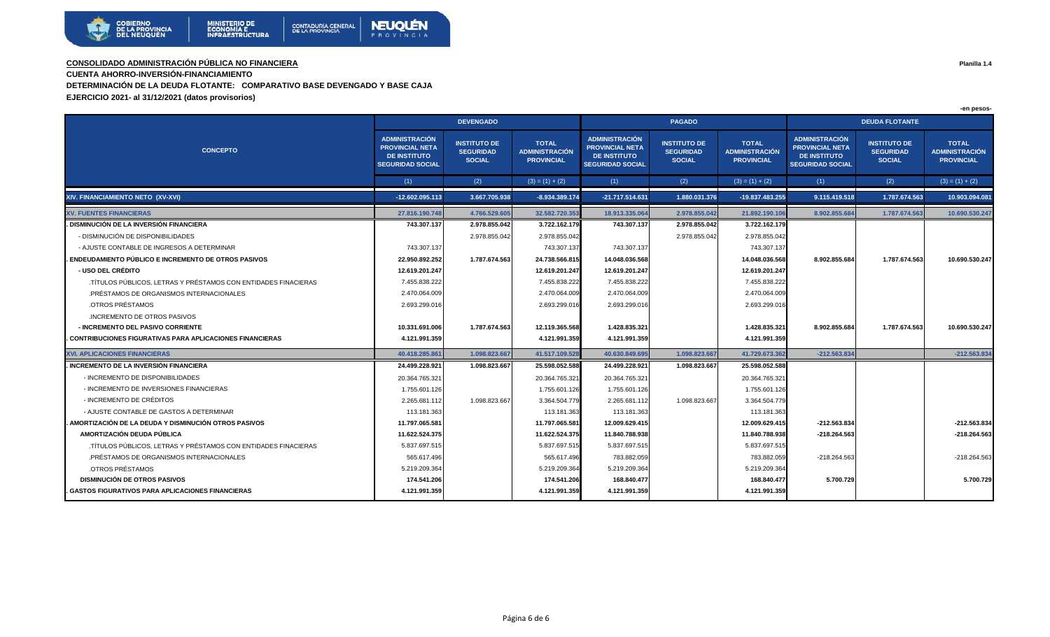**CONSOLIDADO ADMINISTRACIÓN PÚBLICA NO FINANCIERA**

**Planilla 1.4**

**CUENTA AHORRO-INVERSIÓN-FINANCIAMIENTO**

**DETERMINACIÓN DE LA DEUDA FLOTANTE: COMPARATIVO BASE DEVENGADO Y BASE CAJA**

**EJERCICIO 2021- al 31/12/2021 (datos provisorios)**

-en pesos-

| CONCEPTO | DEVENGADO | | | PAGADO | | | DEUDA FLOTANTE | | |
|---|---|---|---|---|---|---|---|---|---|
| | ADMINISTRACIÓN PROVINCIAL NETA DE INSTITUTO SEGURIDAD SOCIAL | INSTITUTO DE SEGURIDAD SOCIAL | TOTAL ADMINISTRACIÓN PROVINCIAL | ADMINISTRACIÓN PROVINCIAL NETA DE INSTITUTO SEGURIDAD SOCIAL | INSTITUTO DE SEGURIDAD SOCIAL | TOTAL ADMINISTRACIÓN PROVINCIAL | ADMINISTRACIÓN PROVINCIAL NETA DE INSTITUTO SEGURIDAD SOCIAL | INSTITUTO DE SEGURIDAD SOCIAL | TOTAL ADMINISTRACIÓN PROVINCIAL |
| | (1) | (2) | (3) = (1) + (2) | (1) | (2) | (3) = (1) + (2) | (1) | (2) | (3) = (1) + (2) |
| **XIV. FINANCIAMIENTO NETO (XV-XVI)** | **-12.602.095.113** | **3.667.705.938** | **-8.934.389.174** | **-21.717.514.631** | **1.880.031.376** | **-19.837.483.255** | **9.115.419.518** | **1.787.674.563** | **10.903.094.081** |
| **XV. FUENTES FINANCIERAS** | **27.816.190.748** | **4.766.529.605** | **32.582.720.353** | **18.913.335.064** | **2.978.855.042** | **21.892.190.106** | **8.902.855.684** | **1.787.674.563** | **10.690.530.247** |
| **. DISMINUCIÓN DE LA INVERSIÓN FINANCIERA** | **743.307.137** | **2.978.855.042** | **3.722.162.179** | **743.307.137** | **2.978.855.042** | **3.722.162.179** | | | |
| - DISMINUCIÓN DE DISPONIBILIDADES | | 2.978.855.042 | 2.978.855.042 | | 2.978.855.042 | 2.978.855.042 | | | |
| - AJUSTE CONTABLE DE INGRESOS A DETERMINAR | 743.307.137 | | 743.307.137 | 743.307.137 | | 743.307.137 | | | |
| **. ENDEUDAMIENTO PÚBLICO E INCREMENTO DE OTROS PASIVOS** | **22.950.892.252** | **1.787.674.563** | **24.738.566.815** | **14.048.036.568** | | **14.048.036.568** | **8.902.855.684** | **1.787.674.563** | **10.690.530.247** |
| **- USO DEL CRÉDITO** | **12.619.201.247** | | **12.619.201.247** | **12.619.201.247** | | **12.619.201.247** | | | |
| .TÍTULOS PÚBLICOS, LETRAS Y PRÉSTAMOS CON ENTIDADES FINACIERAS | 7.455.838.222 | | 7.455.838.222 | 7.455.838.222 | | 7.455.838.222 | | | |
| .PRÉSTAMOS DE ORGANISMOS INTERNACIONALES | 2.470.064.009 | | 2.470.064.009 | 2.470.064.009 | | 2.470.064.009 | | | |
| .OTROS PRÉSTAMOS | 2.693.299.016 | | 2.693.299.016 | 2.693.299.016 | | 2.693.299.016 | | | |
| .INCREMENTO DE OTROS PASIVOS | | | | | | | | | |
| **- INCREMENTO DEL PASIVO CORRIENTE** | **10.331.691.006** | **1.787.674.563** | **12.119.365.568** | **1.428.835.321** | | **1.428.835.321** | **8.902.855.684** | **1.787.674.563** | **10.690.530.247** |
| **. CONTRIBUCIONES FIGURATIVAS PARA APLICACIONES FINANCIERAS** | **4.121.991.359** | | **4.121.991.359** | **4.121.991.359** | | **4.121.991.359** | | | |
| **XVI. APLICACIONES FINANCIERAS** | **40.418.285.861** | **1.098.823.667** | **41.517.109.528** | **40.630.849.695** | **1.098.823.667** | **41.729.673.362** | **-212.563.834** | | **-212.563.834** |
| **. INCREMENTO DE LA INVERSIÓN FINANCIERA** | **24.499.228.921** | **1.098.823.667** | **25.598.052.588** | **24.499.228.921** | **1.098.823.667** | **25.598.052.588** | | | |
| - INCREMENTO DE DISPONIBILIDADES | 20.364.765.321 | | 20.364.765.321 | 20.364.765.321 | | 20.364.765.321 | | | |
| - INCREMENTO DE INVERSIONES FINANCIERAS | 1.755.601.126 | | 1.755.601.126 | 1.755.601.126 | | 1.755.601.126 | | | |
| - INCREMENTO DE CRÉDITOS | 2.265.681.112 | 1.098.823.667 | 3.364.504.779 | 2.265.681.112 | 1.098.823.667 | 3.364.504.779 | | | |
| - AJUSTE CONTABLE DE GASTOS A DETERMINAR | 113.181.363 | | 113.181.363 | 113.181.363 | | 113.181.363 | | | |
| **. AMORTIZACIÓN DE LA DEUDA Y DISMINUCIÓN OTROS PASIVOS** | **11.797.065.581** | | **11.797.065.581** | **12.009.629.415** | | **12.009.629.415** | **-212.563.834** | | **-212.563.834** |
| **AMORTIZACIÓN DEUDA PÚBLICA** | **11.622.524.375** | | **11.622.524.375** | **11.840.788.938** | | **11.840.788.938** | **-218.264.563** | | **-218.264.563** |
| .TÍTULOS PÚBLICOS, LETRAS Y PRÉSTAMOS CON ENTIDADES FINACIERAS | 5.837.697.515 | | 5.837.697.515 | 5.837.697.515 | | 5.837.697.515 | | | |
| .PRÉSTAMOS DE ORGANISMOS INTERNACIONALES | 565.617.496 | | 565.617.496 | 783.882.059 | | 783.882.059 | -218.264.563 | | -218.264.563 |
| .OTROS PRÉSTAMOS | 5.219.209.364 | | 5.219.209.364 | 5.219.209.364 | | 5.219.209.364 | | | |
| **DISMINUCIÓN DE OTROS PASIVOS** | **174.541.206** | | **174.541.206** | **168.840.477** | | **168.840.477** | **5.700.729** | | **5.700.729** |
| **. GASTOS FIGURATIVOS PARA APLICACIONES FINANCIERAS** | **4.121.991.359** | | **4.121.991.359** | **4.121.991.359** | | **4.121.991.359** | | | |